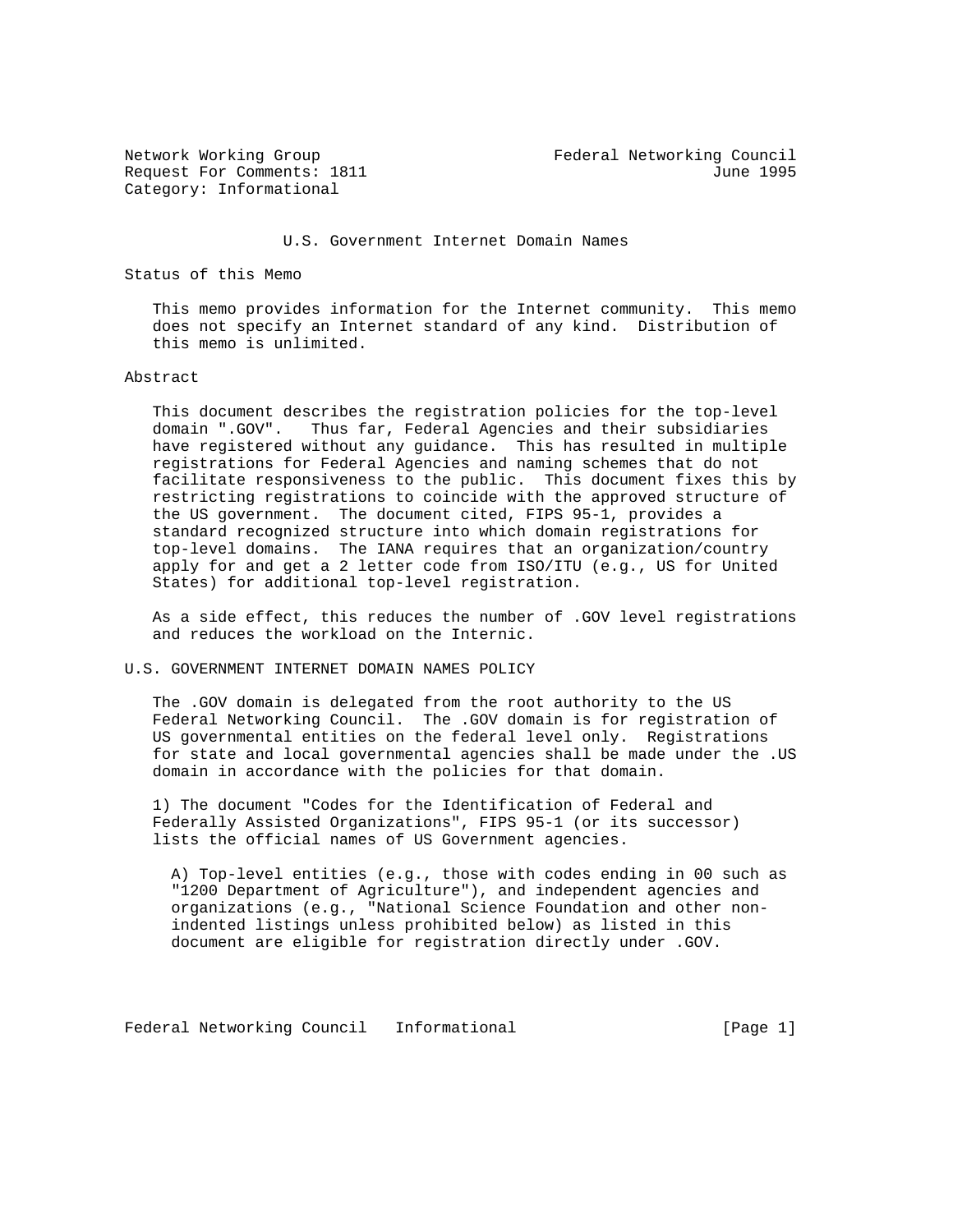Network Working Group                                    Federal Networking Council
Request For Comments: 1811                                                  June 1995
Category: Informational

# U.S. Government Internet Domain Names

## Status of this Memo

This memo provides information for the Internet community. This memo does not specify an Internet standard of any kind. Distribution of this memo is unlimited.

## Abstract

This document describes the registration policies for the top-level domain ".GOV". Thus far, Federal Agencies and their subsidiaries have registered without any guidance. This has resulted in multiple registrations for Federal Agencies and naming schemes that do not facilitate responsiveness to the public. This document fixes this by restricting registrations to coincide with the approved structure of the US government. The document cited, FIPS 95-1, provides a standard recognized structure into which domain registrations for top-level domains. The IANA requires that an organization/country apply for and get a 2 letter code from ISO/ITU (e.g., US for United States) for additional top-level registration.

As a side effect, this reduces the number of .GOV level registrations and reduces the workload on the Internic.

## U.S. GOVERNMENT INTERNET DOMAIN NAMES POLICY

The .GOV domain is delegated from the root authority to the US Federal Networking Council. The .GOV domain is for registration of US governmental entities on the federal level only. Registrations for state and local governmental agencies shall be made under the .US domain in accordance with the policies for that domain.

1) The document "Codes for the Identification of Federal and Federally Assisted Organizations", FIPS 95-1 (or its successor) lists the official names of US Government agencies.

A) Top-level entities (e.g., those with codes ending in 00 such as "1200 Department of Agriculture"), and independent agencies and organizations (e.g., "National Science Foundation and other non-indented listings unless prohibited below) as listed in this document are eligible for registration directly under .GOV.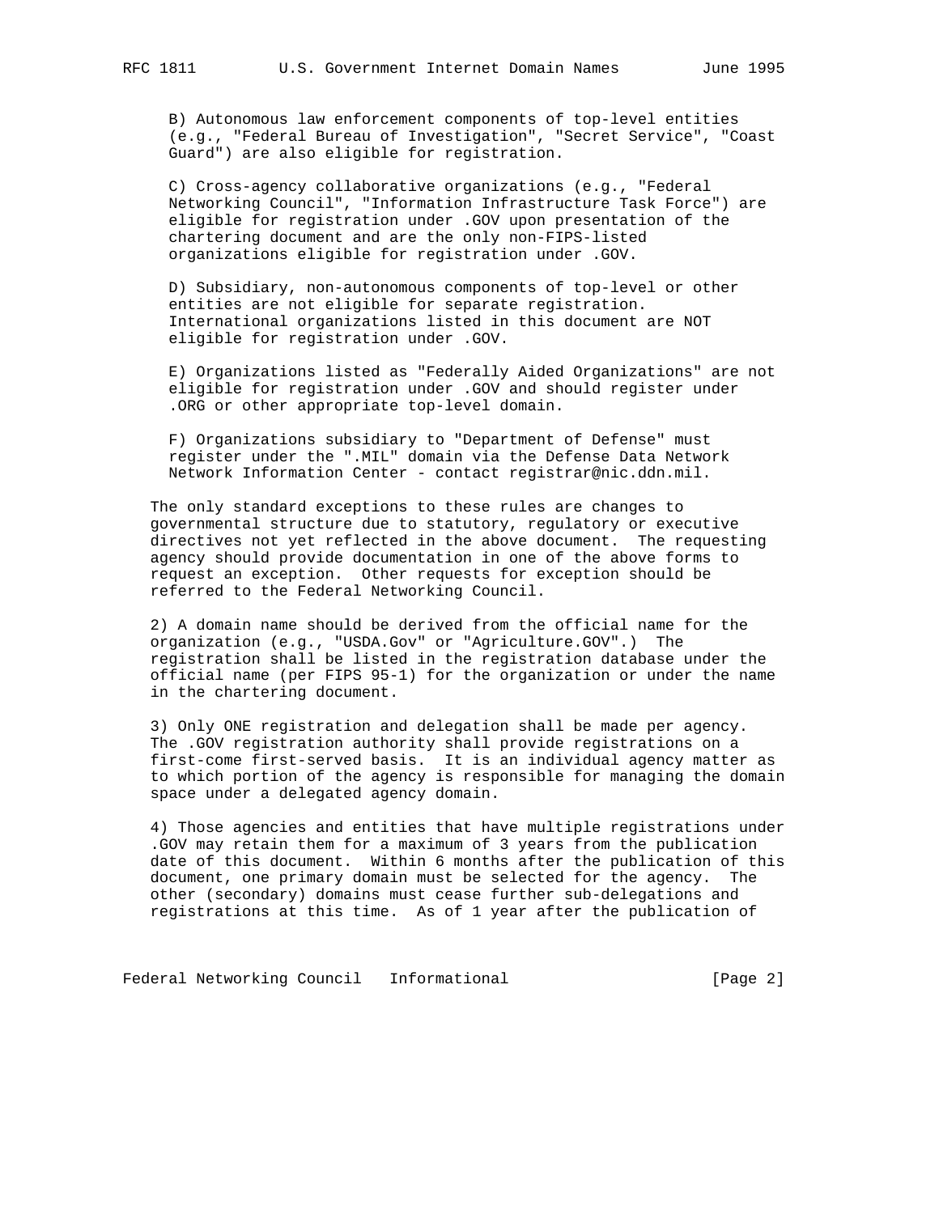B) Autonomous law enforcement components of top-level entities (e.g., "Federal Bureau of Investigation", "Secret Service", "Coast Guard") are also eligible for registration.

C) Cross-agency collaborative organizations (e.g., "Federal Networking Council", "Information Infrastructure Task Force") are eligible for registration under .GOV upon presentation of the chartering document and are the only non-FIPS-listed organizations eligible for registration under .GOV.

D) Subsidiary, non-autonomous components of top-level or other entities are not eligible for separate registration. International organizations listed in this document are NOT eligible for registration under .GOV.

E) Organizations listed as "Federally Aided Organizations" are not eligible for registration under .GOV and should register under .ORG or other appropriate top-level domain.

F) Organizations subsidiary to "Department of Defense" must register under the ".MIL" domain via the Defense Data Network Network Information Center - contact registrar@nic.ddn.mil.

The only standard exceptions to these rules are changes to governmental structure due to statutory, regulatory or executive directives not yet reflected in the above document. The requesting agency should provide documentation in one of the above forms to request an exception. Other requests for exception should be referred to the Federal Networking Council.

2) A domain name should be derived from the official name for the organization (e.g., "USDA.Gov" or "Agriculture.GOV".) The registration shall be listed in the registration database under the official name (per FIPS 95-1) for the organization or under the name in the chartering document.

3) Only ONE registration and delegation shall be made per agency. The .GOV registration authority shall provide registrations on a first-come first-served basis. It is an individual agency matter as to which portion of the agency is responsible for managing the domain space under a delegated agency domain.

4) Those agencies and entities that have multiple registrations under .GOV may retain them for a maximum of 3 years from the publication date of this document. Within 6 months after the publication of this document, one primary domain must be selected for the agency. The other (secondary) domains must cease further sub-delegations and registrations at this time. As of 1 year after the publication of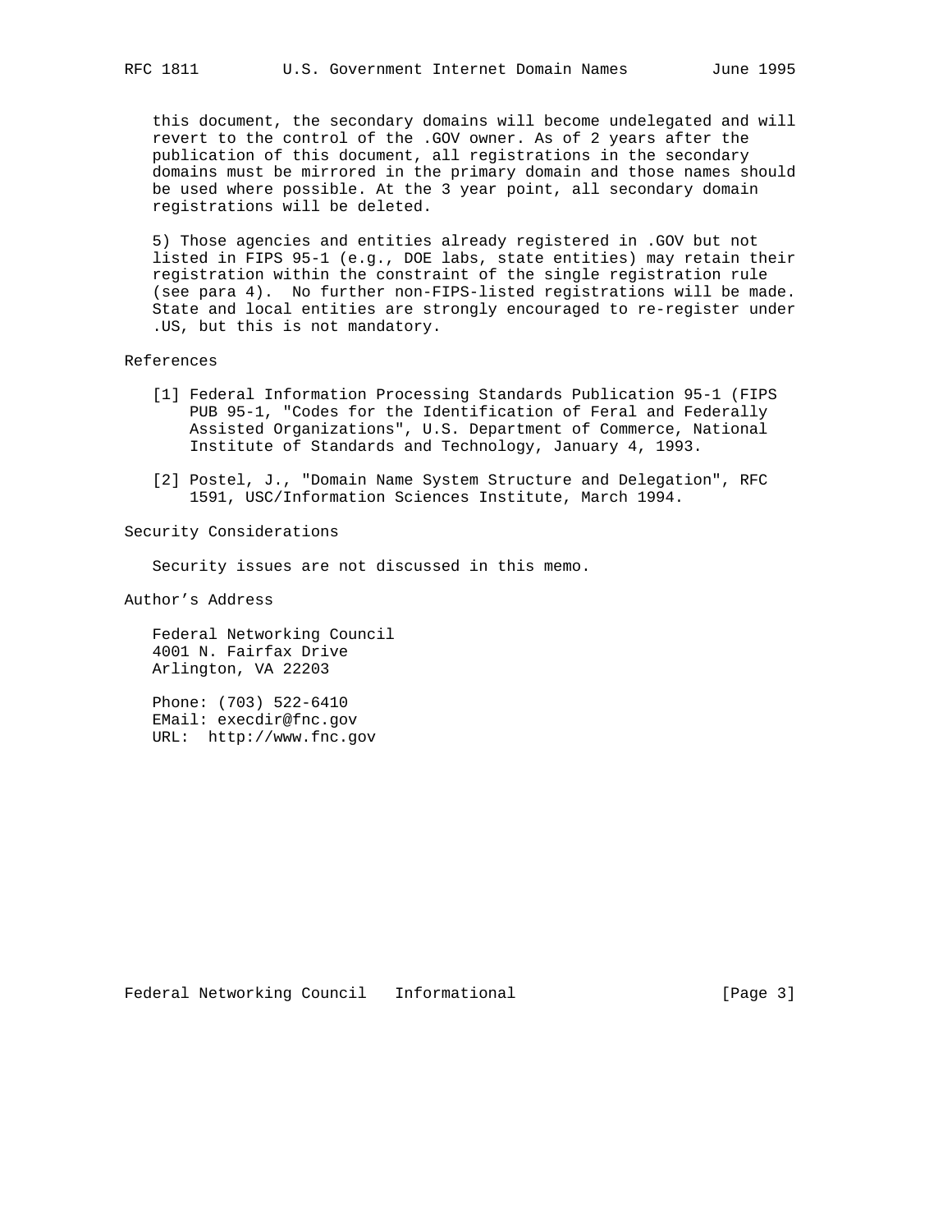this document, the secondary domains will become undelegated and will revert to the control of the .GOV owner. As of 2 years after the publication of this document, all registrations in the secondary domains must be mirrored in the primary domain and those names should be used where possible. At the 3 year point, all secondary domain registrations will be deleted.

5) Those agencies and entities already registered in .GOV but not listed in FIPS 95-1 (e.g., DOE labs, state entities) may retain their registration within the constraint of the single registration rule (see para 4). No further non-FIPS-listed registrations will be made. State and local entities are strongly encouraged to re-register under .US, but this is not mandatory.

## References

[1] Federal Information Processing Standards Publication 95-1 (FIPS PUB 95-1, "Codes for the Identification of Feral and Federally Assisted Organizations", U.S. Department of Commerce, National Institute of Standards and Technology, January 4, 1993.

[2] Postel, J., "Domain Name System Structure and Delegation", RFC 1591, USC/Information Sciences Institute, March 1994.

## Security Considerations

Security issues are not discussed in this memo.

## Author's Address

Federal Networking Council
4001 N. Fairfax Drive
Arlington, VA 22203

Phone: (703) 522-6410
EMail: execdir@fnc.gov
URL: http://www.fnc.gov